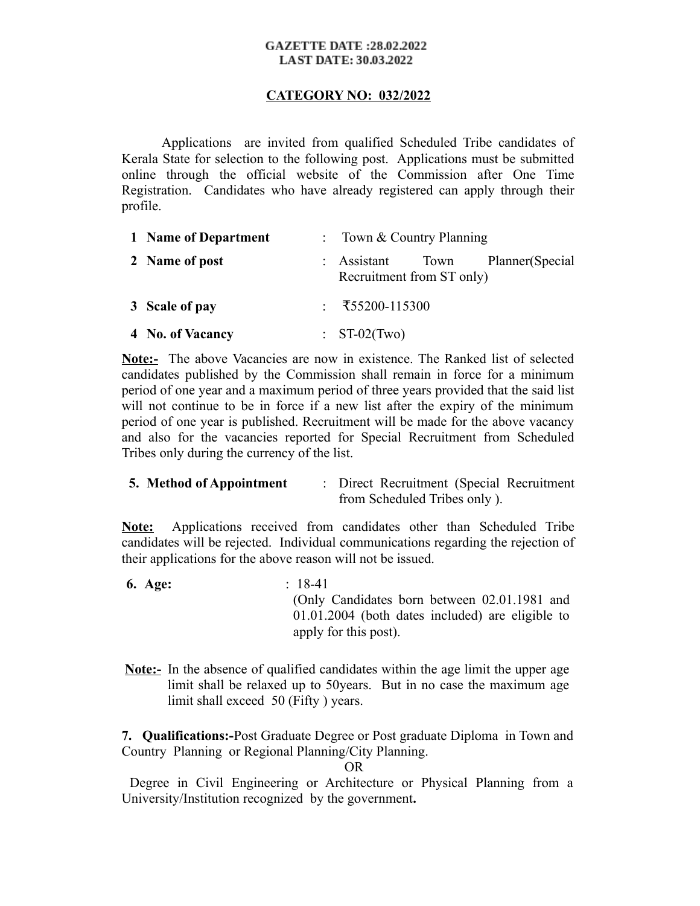**GAZETTE DATE :28.02.2022**
**LAST DATE: 30.03.2022**

**CATEGORY NO: 032/2022**

Applications are invited from qualified Scheduled Tribe candidates of Kerala State for selection to the following post. Applications must be submitted online through the official website of the Commission after One Time Registration. Candidates who have already registered can apply through their profile.

| | | | |
|---|---|---|---|
| **1** | **Name of Department** | : | Town & Country Planning |
| **2** | **Name of post** | : | Assistant Town Planner(Special Recruitment from ST only) |
| **3** | **Scale of pay** | : | ₹55200-115300 |
| **4** | **No. of Vacancy** | : | ST-02(Two) |

**Note:-** The above Vacancies are now in existence. The Ranked list of selected candidates published by the Commission shall remain in force for a minimum period of one year and a maximum period of three years provided that the said list will not continue to be in force if a new list after the expiry of the minimum period of one year is published. Recruitment will be made for the above vacancy and also for the vacancies reported for Special Recruitment from Scheduled Tribes only during the currency of the list.

**5. Method of Appointment** : Direct Recruitment (Special Recruitment from Scheduled Tribes only ).

**Note:** Applications received from candidates other than Scheduled Tribe candidates will be rejected. Individual communications regarding the rejection of their applications for the above reason will not be issued.

**6. Age:** : 18-41
(Only Candidates born between 02.01.1981 and 01.01.2004 (both dates included) are eligible to apply for this post).

**Note:-** In the absence of qualified candidates within the age limit the upper age limit shall be relaxed up to 50years. But in no case the maximum age limit shall exceed 50 (Fifty ) years.

**7. Qualifications:-**Post Graduate Degree or Post graduate Diploma in Town and Country Planning or Regional Planning/City Planning.

OR

Degree in Civil Engineering or Architecture or Physical Planning from a University/Institution recognized by the government.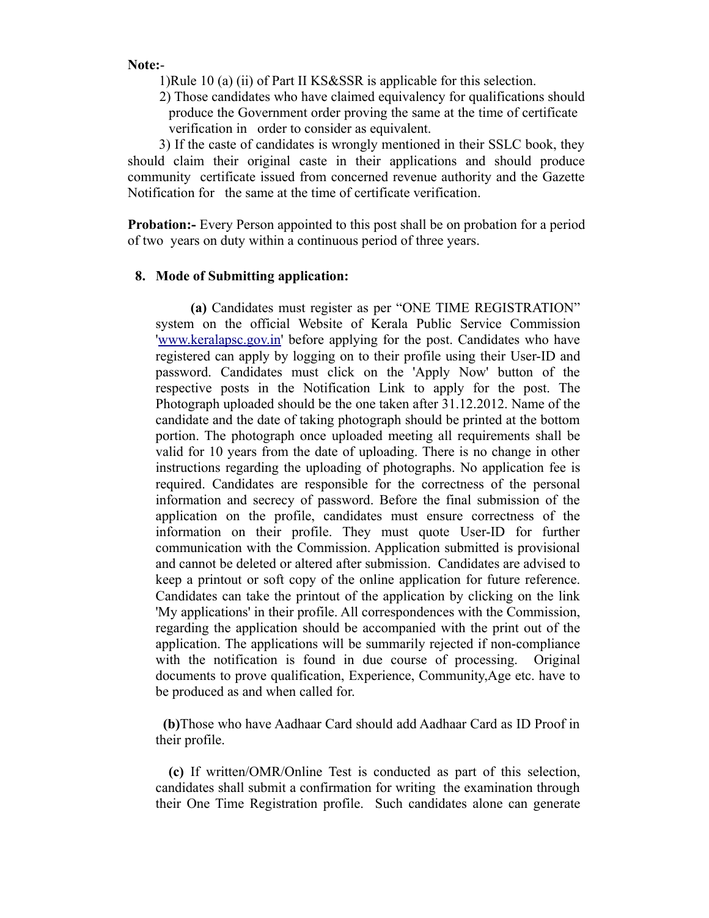**Note:-**

1)Rule 10 (a) (ii) of Part II KS&SSR is applicable for this selection.

2) Those candidates who have claimed equivalency for qualifications should produce the Government order proving the same at the time of certificate verification in order to consider as equivalent.

3) If the caste of candidates is wrongly mentioned in their SSLC book, they should claim their original caste in their applications and should produce community certificate issued from concerned revenue authority and the Gazette Notification for the same at the time of certificate verification.

**Probation:-** Every Person appointed to this post shall be on probation for a period of two years on duty within a continuous period of three years.

**8. Mode of Submitting application:**

**(a)** Candidates must register as per "ONE TIME REGISTRATION" system on the official Website of Kerala Public Service Commission 'www.keralapsc.gov.in' before applying for the post. Candidates who have registered can apply by logging on to their profile using their User-ID and password. Candidates must click on the 'Apply Now' button of the respective posts in the Notification Link to apply for the post. The Photograph uploaded should be the one taken after 31.12.2012. Name of the candidate and the date of taking photograph should be printed at the bottom portion. The photograph once uploaded meeting all requirements shall be valid for 10 years from the date of uploading. There is no change in other instructions regarding the uploading of photographs. No application fee is required. Candidates are responsible for the correctness of the personal information and secrecy of password. Before the final submission of the application on the profile, candidates must ensure correctness of the information on their profile. They must quote User-ID for further communication with the Commission. Application submitted is provisional and cannot be deleted or altered after submission. Candidates are advised to keep a printout or soft copy of the online application for future reference. Candidates can take the printout of the application by clicking on the link 'My applications' in their profile. All correspondences with the Commission, regarding the application should be accompanied with the print out of the application. The applications will be summarily rejected if non-compliance with the notification is found in due course of processing. Original documents to prove qualification, Experience, Community,Age etc. have to be produced as and when called for.

**(b)**Those who have Aadhaar Card should add Aadhaar Card as ID Proof in their profile.

**(c)** If written/OMR/Online Test is conducted as part of this selection, candidates shall submit a confirmation for writing the examination through their One Time Registration profile. Such candidates alone can generate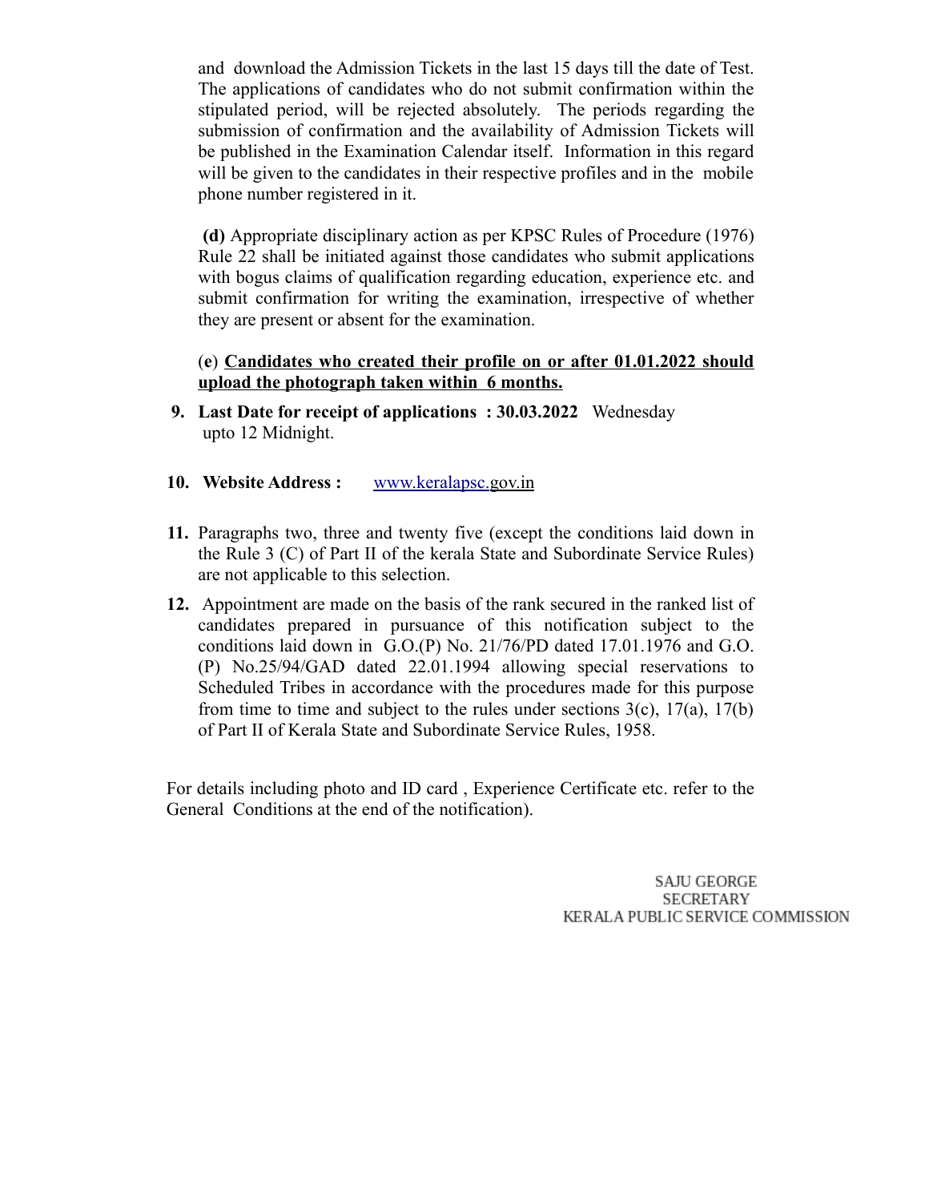and download the Admission Tickets in the last 15 days till the date of Test. The applications of candidates who do not submit confirmation within the stipulated period, will be rejected absolutely. The periods regarding the submission of confirmation and the availability of Admission Tickets will be published in the Examination Calendar itself. Information in this regard will be given to the candidates in their respective profiles and in the mobile phone number registered in it.

**(d)** Appropriate disciplinary action as per KPSC Rules of Procedure (1976) Rule 22 shall be initiated against those candidates who submit applications with bogus claims of qualification regarding education, experience etc. and submit confirmation for writing the examination, irrespective of whether they are present or absent for the examination.

(**e**) **Candidates who created their profile on or after 01.01.2022 should upload the photograph taken within 6 months.**

**9. Last Date for receipt of applications : 30.03.2022** Wednesday upto 12 Midnight.

**10. Website Address :** www.keralapsc.gov.in

**11.** Paragraphs two, three and twenty five (except the conditions laid down in the Rule 3 (C) of Part II of the kerala State and Subordinate Service Rules) are not applicable to this selection.

**12.** Appointment are made on the basis of the rank secured in the ranked list of candidates prepared in pursuance of this notification subject to the conditions laid down in G.O.(P) No. 21/76/PD dated 17.01.1976 and G.O.(P) No.25/94/GAD dated 22.01.1994 allowing special reservations to Scheduled Tribes in accordance with the procedures made for this purpose from time to time and subject to the rules under sections 3(c), 17(a), 17(b) of Part II of Kerala State and Subordinate Service Rules, 1958.

For details including photo and ID card , Experience Certificate etc. refer to the General Conditions at the end of the notification).

SAJU GEORGE
SECRETARY
KERALA PUBLIC SERVICE COMMISSION